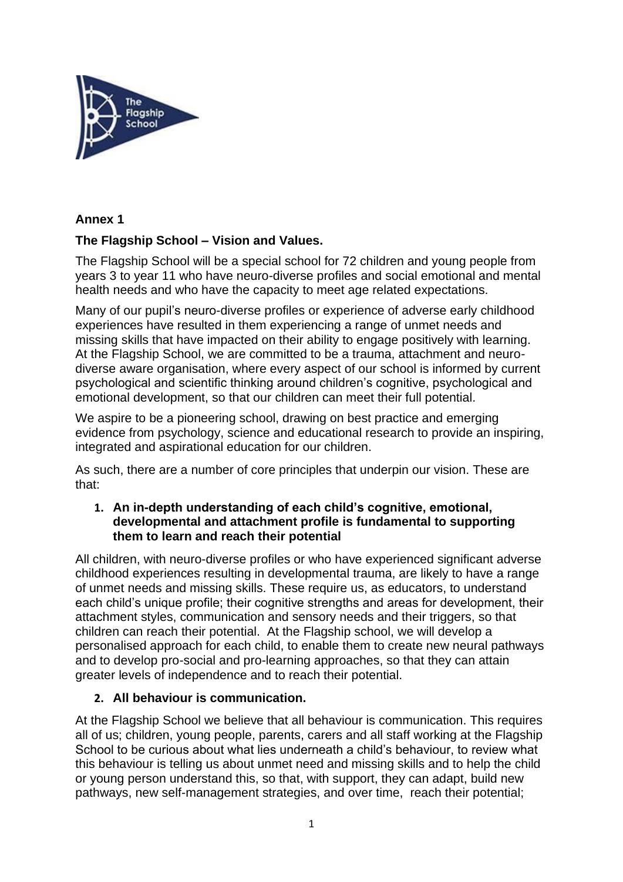**Annex 1**

**The Flagship School – Vision and Values.**

The Flagship School will be a special school for 72 children and young people from years 3 to year 11 who have neuro-diverse profiles and social emotional and mental health needs and who have the capacity to meet age related expectations.

Many of our pupil's neuro-diverse profiles or experience of adverse early childhood experiences have resulted in them experiencing a range of unmet needs and missing skills that have impacted on their ability to engage positively with learning. At the Flagship School, we are committed to be a trauma, attachment and neuro-diverse aware organisation, where every aspect of our school is informed by current psychological and scientific thinking around children's cognitive, psychological and emotional development, so that our children can meet their full potential.

We aspire to be a pioneering school, drawing on best practice and emerging evidence from psychology, science and educational research to provide an inspiring, integrated and aspirational education for our children.

As such, there are a number of core principles that underpin our vision. These are that:

1. **An in-depth understanding of each child's cognitive, emotional, developmental and attachment profile is fundamental to supporting them to learn and reach their potential**

All children, with neuro-diverse profiles or who have experienced significant adverse childhood experiences resulting in developmental trauma, are likely to have a range of unmet needs and missing skills. These require us, as educators, to understand each child's unique profile; their cognitive strengths and areas for development, their attachment styles, communication and sensory needs and their triggers, so that children can reach their potential. At the Flagship school, we will develop a personalised approach for each child, to enable them to create new neural pathways and to develop pro-social and pro-learning approaches, so that they can attain greater levels of independence and to reach their potential.

2. **All behaviour is communication.**

At the Flagship School we believe that all behaviour is communication. This requires all of us; children, young people, parents, carers and all staff working at the Flagship School to be curious about what lies underneath a child's behaviour, to review what this behaviour is telling us about unmet need and missing skills and to help the child or young person understand this, so that, with support, they can adapt, build new pathways, new self-management strategies, and over time, reach their potential;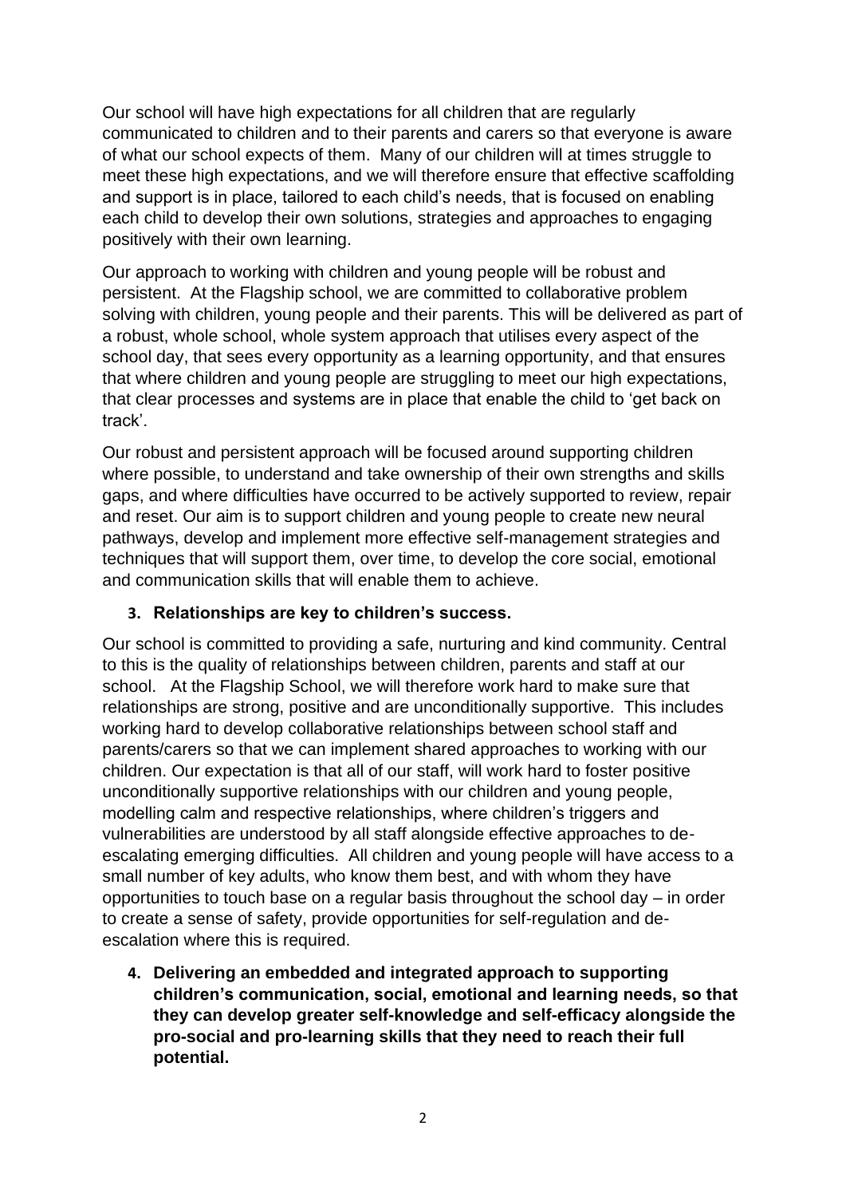Our school will have high expectations for all children that are regularly communicated to children and to their parents and carers so that everyone is aware of what our school expects of them. Many of our children will at times struggle to meet these high expectations, and we will therefore ensure that effective scaffolding and support is in place, tailored to each child's needs, that is focused on enabling each child to develop their own solutions, strategies and approaches to engaging positively with their own learning.

Our approach to working with children and young people will be robust and persistent. At the Flagship school, we are committed to collaborative problem solving with children, young people and their parents. This will be delivered as part of a robust, whole school, whole system approach that utilises every aspect of the school day, that sees every opportunity as a learning opportunity, and that ensures that where children and young people are struggling to meet our high expectations, that clear processes and systems are in place that enable the child to 'get back on track'.

Our robust and persistent approach will be focused around supporting children where possible, to understand and take ownership of their own strengths and skills gaps, and where difficulties have occurred to be actively supported to review, repair and reset. Our aim is to support children and young people to create new neural pathways, develop and implement more effective self-management strategies and techniques that will support them, over time, to develop the core social, emotional and communication skills that will enable them to achieve.

3. **Relationships are key to children's success.**

Our school is committed to providing a safe, nurturing and kind community. Central to this is the quality of relationships between children, parents and staff at our school. At the Flagship School, we will therefore work hard to make sure that relationships are strong, positive and are unconditionally supportive. This includes working hard to develop collaborative relationships between school staff and parents/carers so that we can implement shared approaches to working with our children. Our expectation is that all of our staff, will work hard to foster positive unconditionally supportive relationships with our children and young people, modelling calm and respective relationships, where children's triggers and vulnerabilities are understood by all staff alongside effective approaches to de-escalating emerging difficulties. All children and young people will have access to a small number of key adults, who know them best, and with whom they have opportunities to touch base on a regular basis throughout the school day – in order to create a sense of safety, provide opportunities for self-regulation and de-escalation where this is required.

4. **Delivering an embedded and integrated approach to supporting children's communication, social, emotional and learning needs, so that they can develop greater self-knowledge and self-efficacy alongside the pro-social and pro-learning skills that they need to reach their full potential.**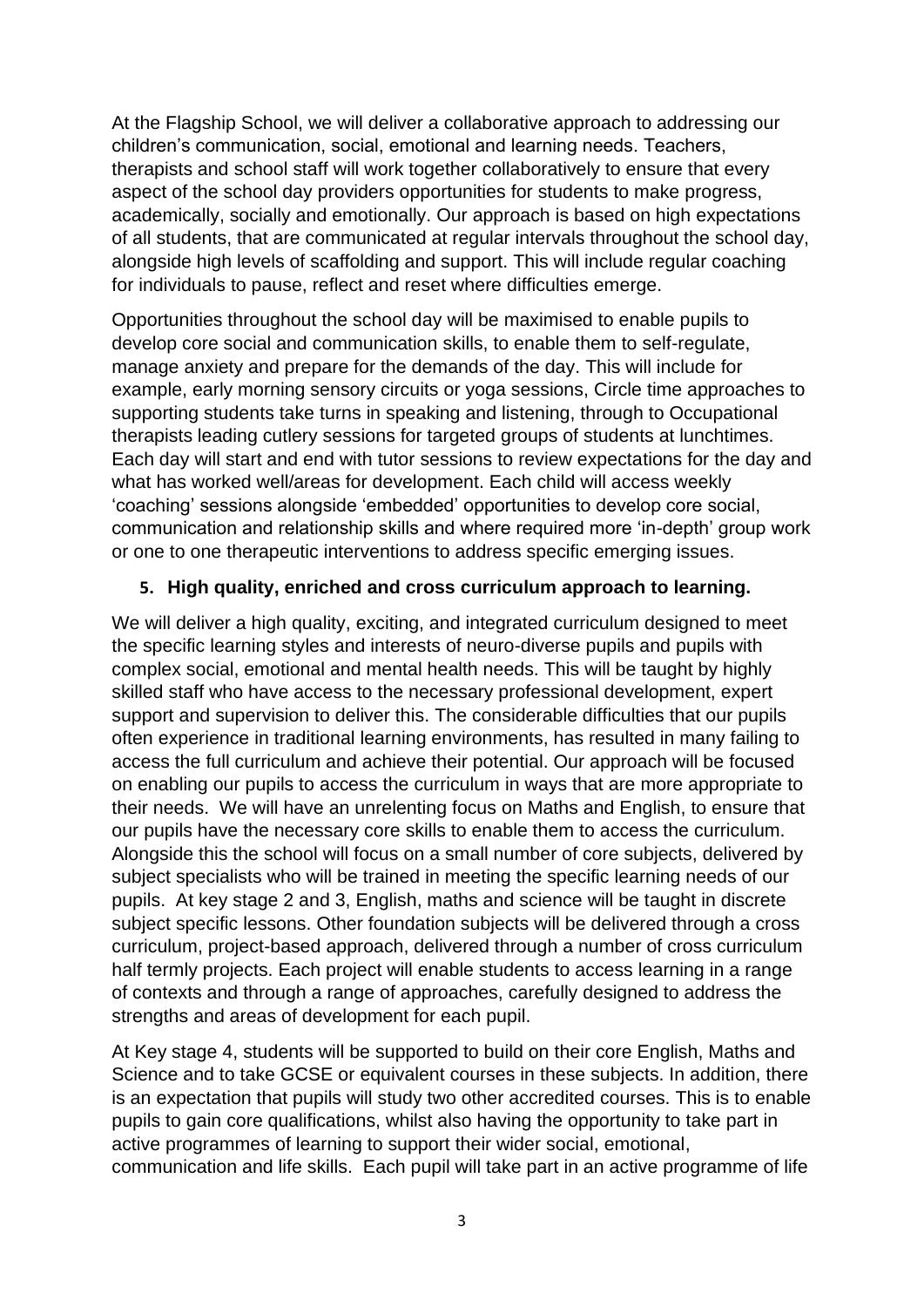At the Flagship School, we will deliver a collaborative approach to addressing our children's communication, social, emotional and learning needs. Teachers, therapists and school staff will work together collaboratively to ensure that every aspect of the school day providers opportunities for students to make progress, academically, socially and emotionally. Our approach is based on high expectations of all students, that are communicated at regular intervals throughout the school day, alongside high levels of scaffolding and support. This will include regular coaching for individuals to pause, reflect and reset where difficulties emerge.

Opportunities throughout the school day will be maximised to enable pupils to develop core social and communication skills, to enable them to self-regulate, manage anxiety and prepare for the demands of the day. This will include for example, early morning sensory circuits or yoga sessions, Circle time approaches to supporting students take turns in speaking and listening, through to Occupational therapists leading cutlery sessions for targeted groups of students at lunchtimes. Each day will start and end with tutor sessions to review expectations for the day and what has worked well/areas for development. Each child will access weekly 'coaching' sessions alongside 'embedded' opportunities to develop core social, communication and relationship skills and where required more 'in-depth' group work or one to one therapeutic interventions to address specific emerging issues.

**5. High quality, enriched and cross curriculum approach to learning.**

We will deliver a high quality, exciting, and integrated curriculum designed to meet the specific learning styles and interests of neuro-diverse pupils and pupils with complex social, emotional and mental health needs. This will be taught by highly skilled staff who have access to the necessary professional development, expert support and supervision to deliver this. The considerable difficulties that our pupils often experience in traditional learning environments, has resulted in many failing to access the full curriculum and achieve their potential. Our approach will be focused on enabling our pupils to access the curriculum in ways that are more appropriate to their needs. We will have an unrelenting focus on Maths and English, to ensure that our pupils have the necessary core skills to enable them to access the curriculum. Alongside this the school will focus on a small number of core subjects, delivered by subject specialists who will be trained in meeting the specific learning needs of our pupils. At key stage 2 and 3, English, maths and science will be taught in discrete subject specific lessons. Other foundation subjects will be delivered through a cross curriculum, project-based approach, delivered through a number of cross curriculum half termly projects. Each project will enable students to access learning in a range of contexts and through a range of approaches, carefully designed to address the strengths and areas of development for each pupil.

At Key stage 4, students will be supported to build on their core English, Maths and Science and to take GCSE or equivalent courses in these subjects. In addition, there is an expectation that pupils will study two other accredited courses. This is to enable pupils to gain core qualifications, whilst also having the opportunity to take part in active programmes of learning to support their wider social, emotional, communication and life skills. Each pupil will take part in an active programme of life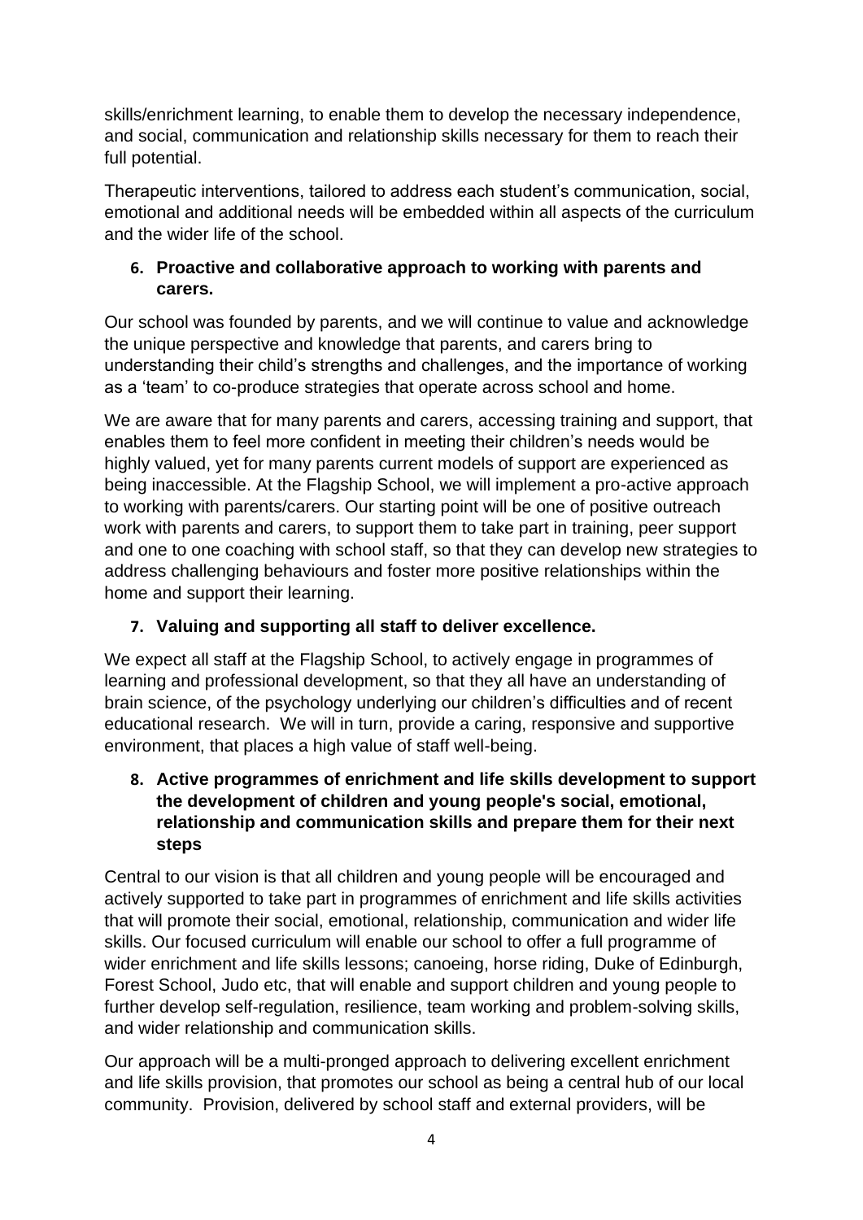skills/enrichment learning, to enable them to develop the necessary independence, and social, communication and relationship skills necessary for them to reach their full potential.

Therapeutic interventions, tailored to address each student's communication, social, emotional and additional needs will be embedded within all aspects of the curriculum and the wider life of the school.

6. **Proactive and collaborative approach to working with parents and carers.**

Our school was founded by parents, and we will continue to value and acknowledge the unique perspective and knowledge that parents, and carers bring to understanding their child's strengths and challenges, and the importance of working as a 'team' to co-produce strategies that operate across school and home.

We are aware that for many parents and carers, accessing training and support, that enables them to feel more confident in meeting their children's needs would be highly valued, yet for many parents current models of support are experienced as being inaccessible. At the Flagship School, we will implement a pro-active approach to working with parents/carers. Our starting point will be one of positive outreach work with parents and carers, to support them to take part in training, peer support and one to one coaching with school staff, so that they can develop new strategies to address challenging behaviours and foster more positive relationships within the home and support their learning.

7. **Valuing and supporting all staff to deliver excellence.**

We expect all staff at the Flagship School, to actively engage in programmes of learning and professional development, so that they all have an understanding of brain science, of the psychology underlying our children's difficulties and of recent educational research. We will in turn, provide a caring, responsive and supportive environment, that places a high value of staff well-being.

8. **Active programmes of enrichment and life skills development to support the development of children and young people's social, emotional, relationship and communication skills and prepare them for their next steps**

Central to our vision is that all children and young people will be encouraged and actively supported to take part in programmes of enrichment and life skills activities that will promote their social, emotional, relationship, communication and wider life skills. Our focused curriculum will enable our school to offer a full programme of wider enrichment and life skills lessons; canoeing, horse riding, Duke of Edinburgh, Forest School, Judo etc, that will enable and support children and young people to further develop self-regulation, resilience, team working and problem-solving skills, and wider relationship and communication skills.

Our approach will be a multi-pronged approach to delivering excellent enrichment and life skills provision, that promotes our school as being a central hub of our local community. Provision, delivered by school staff and external providers, will be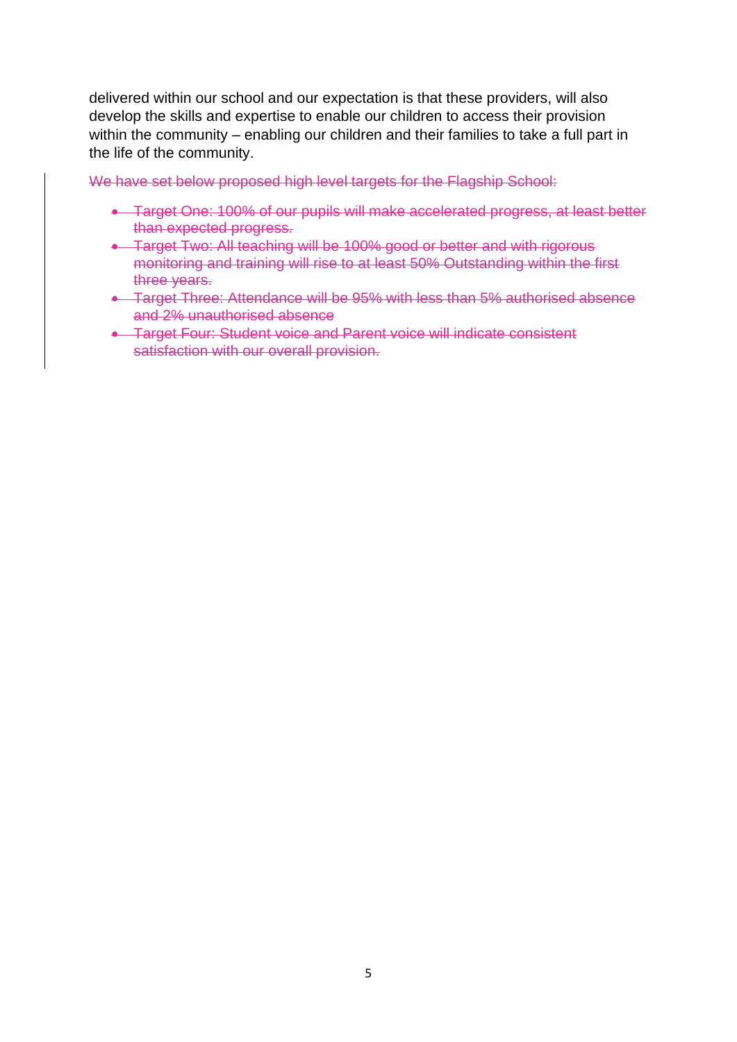delivered within our school and our expectation is that these providers, will also develop the skills and expertise to enable our children to access their provision within the community – enabling our children and their families to take a full part in the life of the community.

~~We have set below proposed high level targets for the Flagship School:~~

- ~~Target One: 100% of our pupils will make accelerated progress, at least better than expected progress.~~
- ~~Target Two: All teaching will be 100% good or better and with rigorous monitoring and training will rise to at least 50% Outstanding within the first three years.~~
- ~~Target Three: Attendance will be 95% with less than 5% authorised absence and 2% unauthorised absence~~
- ~~Target Four: Student voice and Parent voice will indicate consistent satisfaction with our overall provision.~~